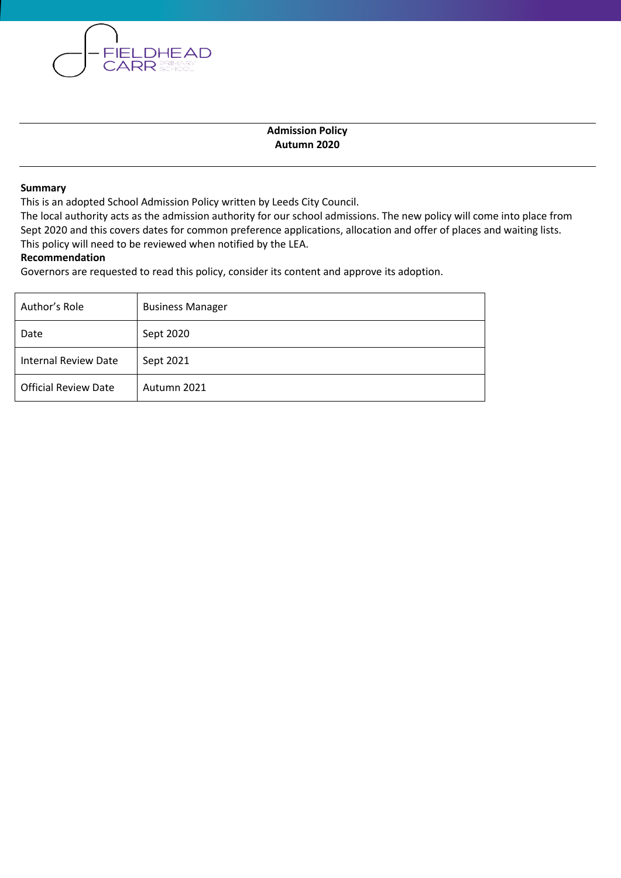FIELDHEAD CARR PRIMARY SCHOOL

# Admission Policy
## Autumn 2020

**Summary**

This is an adopted School Admission Policy written by Leeds City Council.

The local authority acts as the admission authority for our school admissions. The new policy will come into place from Sept 2020 and this covers dates for common preference applications, allocation and offer of places and waiting lists.

This policy will need to be reviewed when notified by the LEA.

**Recommendation**

Governors are requested to read this policy, consider its content and approve its adoption.

| Author's Role | Business Manager |
|---|---|
| Date | Sept 2020 |
| Internal Review Date | Sept 2021 |
| Official Review Date | Autumn 2021 |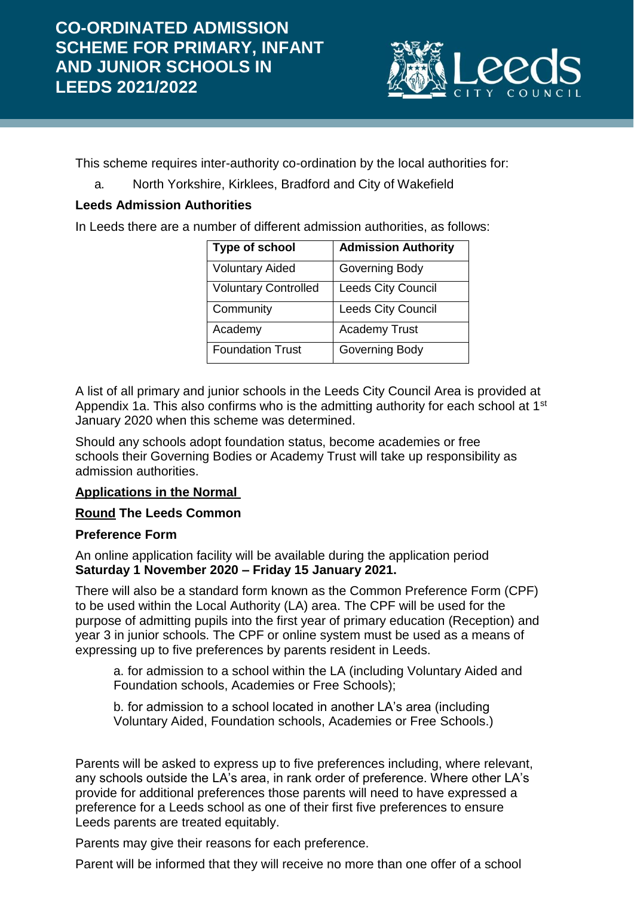# CO-ORDINATED ADMISSION SCHEME FOR PRIMARY, INFANT AND JUNIOR SCHOOLS IN LEEDS 2021/2022

This scheme requires inter-authority co-ordination by the local authorities for:

a. North Yorkshire, Kirklees, Bradford and City of Wakefield

**Leeds Admission Authorities**

In Leeds there are a number of different admission authorities, as follows:

| Type of school | Admission Authority |
|---|---|
| Voluntary Aided | Governing Body |
| Voluntary Controlled | Leeds City Council |
| Community | Leeds City Council |
| Academy | Academy Trust |
| Foundation Trust | Governing Body |

A list of all primary and junior schools in the Leeds City Council Area is provided at Appendix 1a. This also confirms who is the admitting authority for each school at 1st January 2020 when this scheme was determined.

Should any schools adopt foundation status, become academies or free schools their Governing Bodies or Academy Trust will take up responsibility as admission authorities.

**Applications in the Normal Round The Leeds Common Preference Form**

An online application facility will be available during the application period **Saturday 1 November 2020 – Friday 15 January 2021.**

There will also be a standard form known as the Common Preference Form (CPF) to be used within the Local Authority (LA) area. The CPF will be used for the purpose of admitting pupils into the first year of primary education (Reception) and year 3 in junior schools. The CPF or online system must be used as a means of expressing up to five preferences by parents resident in Leeds.

a. for admission to a school within the LA (including Voluntary Aided and Foundation schools, Academies or Free Schools);

b. for admission to a school located in another LA's area (including Voluntary Aided, Foundation schools, Academies or Free Schools.)

Parents will be asked to express up to five preferences including, where relevant, any schools outside the LA's area, in rank order of preference. Where other LA's provide for additional preferences those parents will need to have expressed a preference for a Leeds school as one of their first five preferences to ensure Leeds parents are treated equitably.

Parents may give their reasons for each preference.

Parent will be informed that they will receive no more than one offer of a school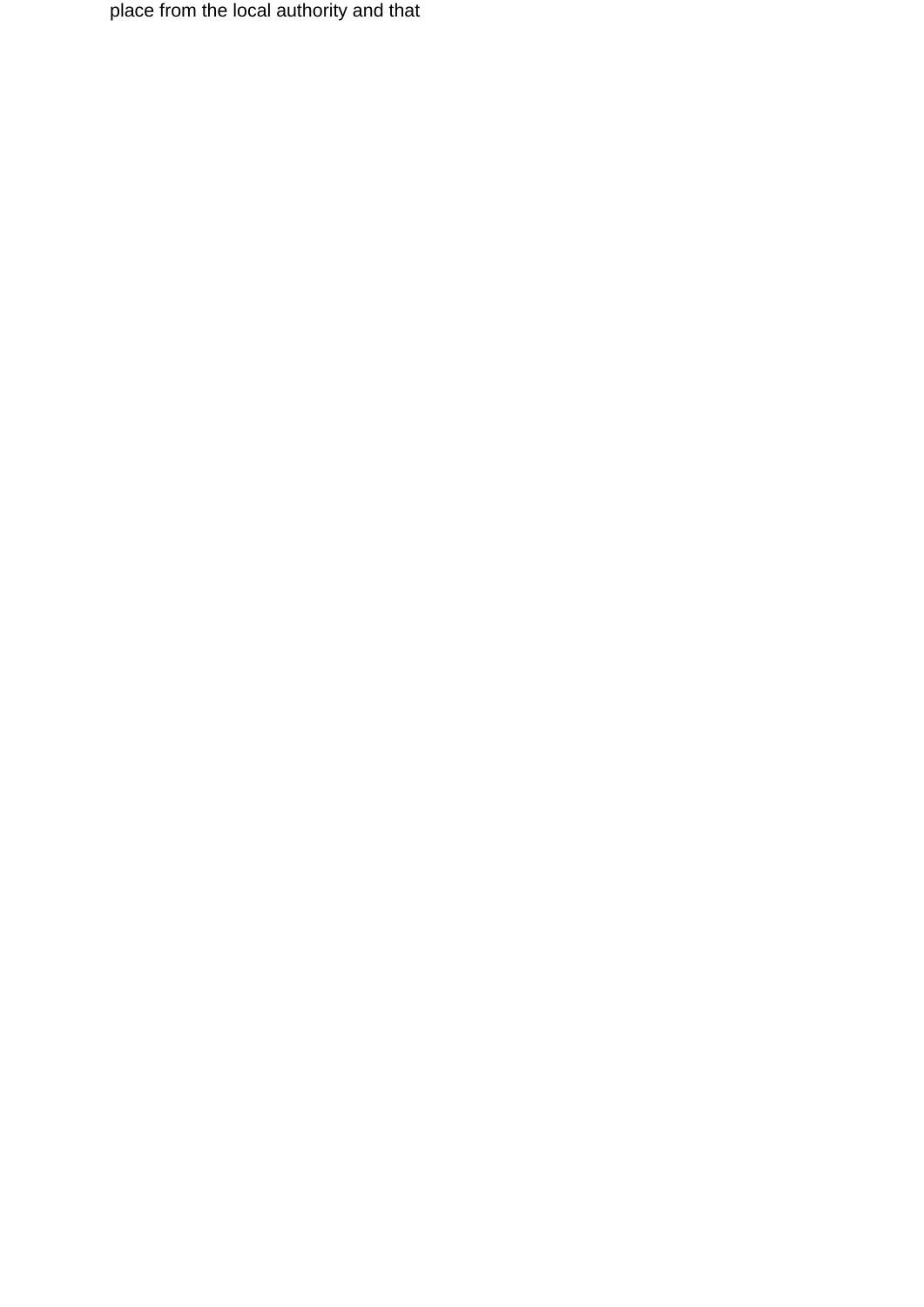place from the local authority and that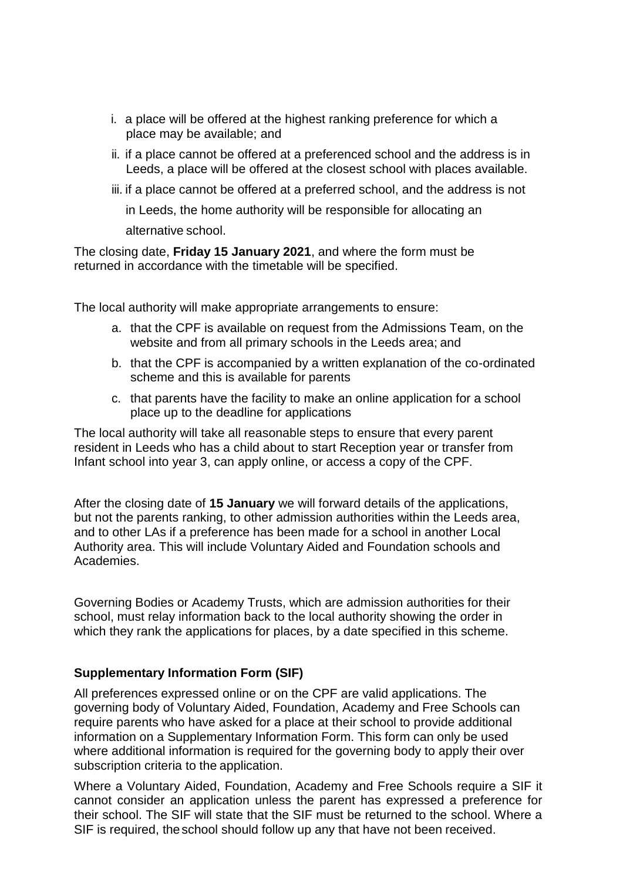i. a place will be offered at the highest ranking preference for which a place may be available; and

ii. if a place cannot be offered at a preferenced school and the address is in Leeds, a place will be offered at the closest school with places available.

iii. if a place cannot be offered at a preferred school, and the address is not in Leeds, the home authority will be responsible for allocating an alternative school.

The closing date, **Friday 15 January 2021**, and where the form must be returned in accordance with the timetable will be specified.

The local authority will make appropriate arrangements to ensure:

a. that the CPF is available on request from the Admissions Team, on the website and from all primary schools in the Leeds area; and

b. that the CPF is accompanied by a written explanation of the co-ordinated scheme and this is available for parents

c. that parents have the facility to make an online application for a school place up to the deadline for applications

The local authority will take all reasonable steps to ensure that every parent resident in Leeds who has a child about to start Reception year or transfer from Infant school into year 3, can apply online, or access a copy of the CPF.

After the closing date of **15 January** we will forward details of the applications, but not the parents ranking, to other admission authorities within the Leeds area, and to other LAs if a preference has been made for a school in another Local Authority area. This will include Voluntary Aided and Foundation schools and Academies.

Governing Bodies or Academy Trusts, which are admission authorities for their school, must relay information back to the local authority showing the order in which they rank the applications for places, by a date specified in this scheme.

### Supplementary Information Form (SIF)

All preferences expressed online or on the CPF are valid applications. The governing body of Voluntary Aided, Foundation, Academy and Free Schools can require parents who have asked for a place at their school to provide additional information on a Supplementary Information Form. This form can only be used where additional information is required for the governing body to apply their over subscription criteria to the application.

Where a Voluntary Aided, Foundation, Academy and Free Schools require a SIF it cannot consider an application unless the parent has expressed a preference for their school. The SIF will state that the SIF must be returned to the school. Where a SIF is required, the school should follow up any that have not been received.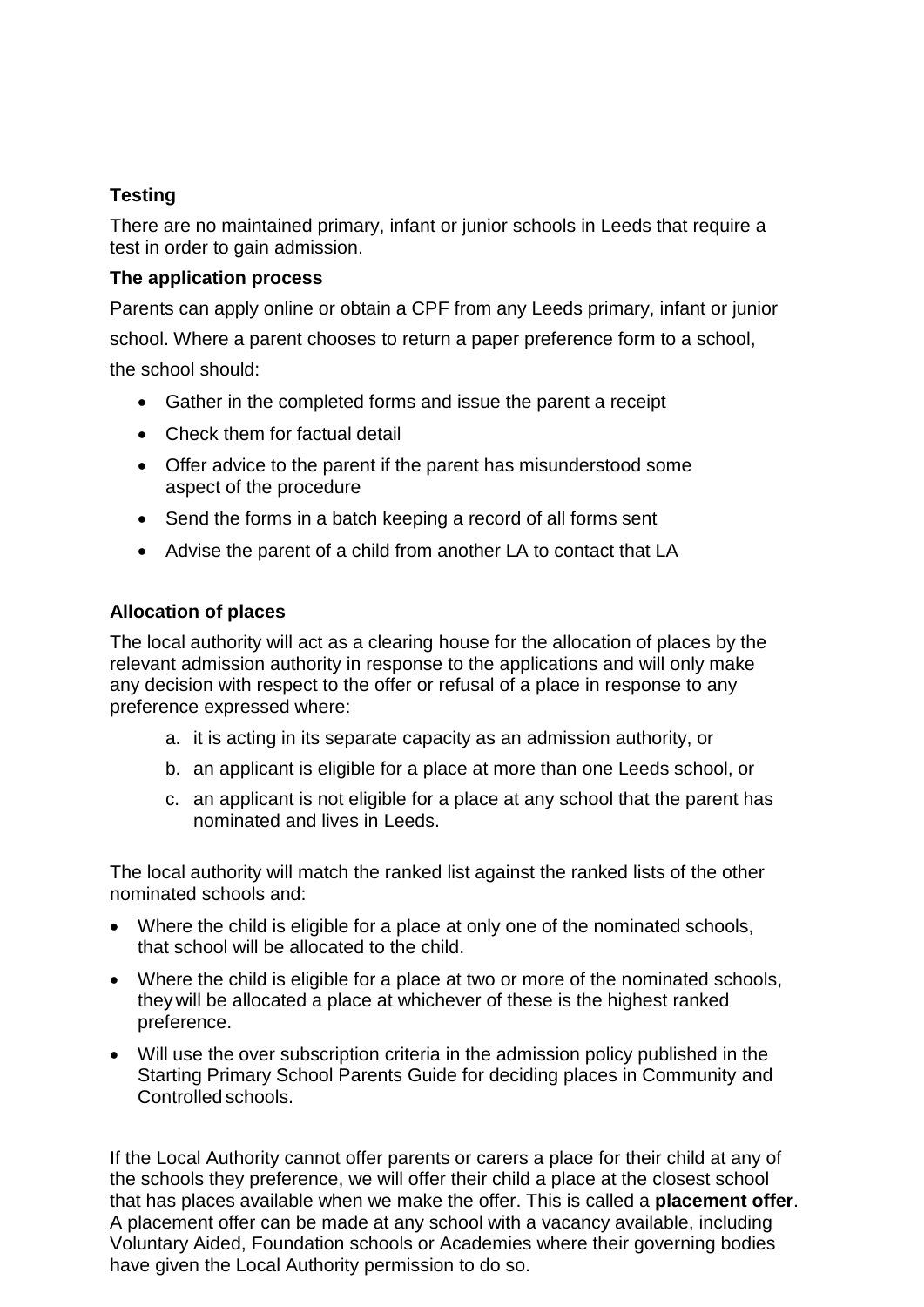**Testing**

There are no maintained primary, infant or junior schools in Leeds that require a test in order to gain admission.

**The application process**

Parents can apply online or obtain a CPF from any Leeds primary, infant or junior school. Where a parent chooses to return a paper preference form to a school, the school should:

- Gather in the completed forms and issue the parent a receipt
- Check them for factual detail
- Offer advice to the parent if the parent has misunderstood some aspect of the procedure
- Send the forms in a batch keeping a record of all forms sent
- Advise the parent of a child from another LA to contact that LA

**Allocation of places**

The local authority will act as a clearing house for the allocation of places by the relevant admission authority in response to the applications and will only make any decision with respect to the offer or refusal of a place in response to any preference expressed where:

a. it is acting in its separate capacity as an admission authority, or
b. an applicant is eligible for a place at more than one Leeds school, or
c. an applicant is not eligible for a place at any school that the parent has nominated and lives in Leeds.

The local authority will match the ranked list against the ranked lists of the other nominated schools and:

- Where the child is eligible for a place at only one of the nominated schools, that school will be allocated to the child.
- Where the child is eligible for a place at two or more of the nominated schools, they will be allocated a place at whichever of these is the highest ranked preference.
- Will use the over subscription criteria in the admission policy published in the Starting Primary School Parents Guide for deciding places in Community and Controlled schools.

If the Local Authority cannot offer parents or carers a place for their child at any of the schools they preference, we will offer their child a place at the closest school that has places available when we make the offer. This is called a **placement offer**. A placement offer can be made at any school with a vacancy available, including Voluntary Aided, Foundation schools or Academies where their governing bodies have given the Local Authority permission to do so.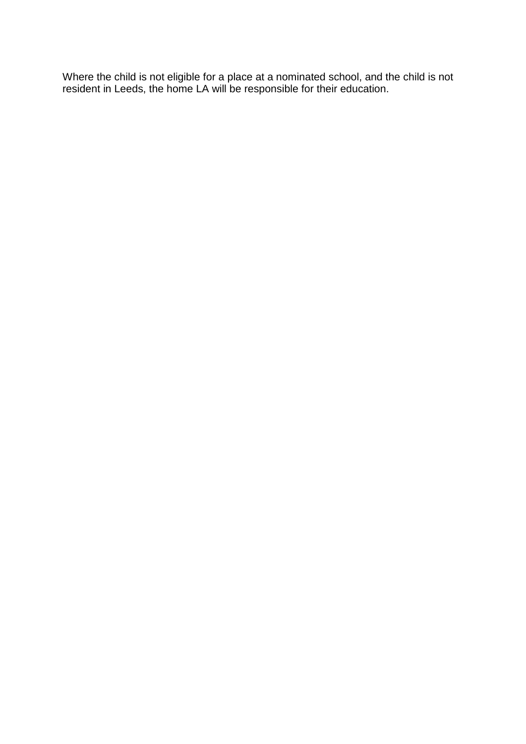Where the child is not eligible for a place at a nominated school, and the child is not resident in Leeds, the home LA will be responsible for their education.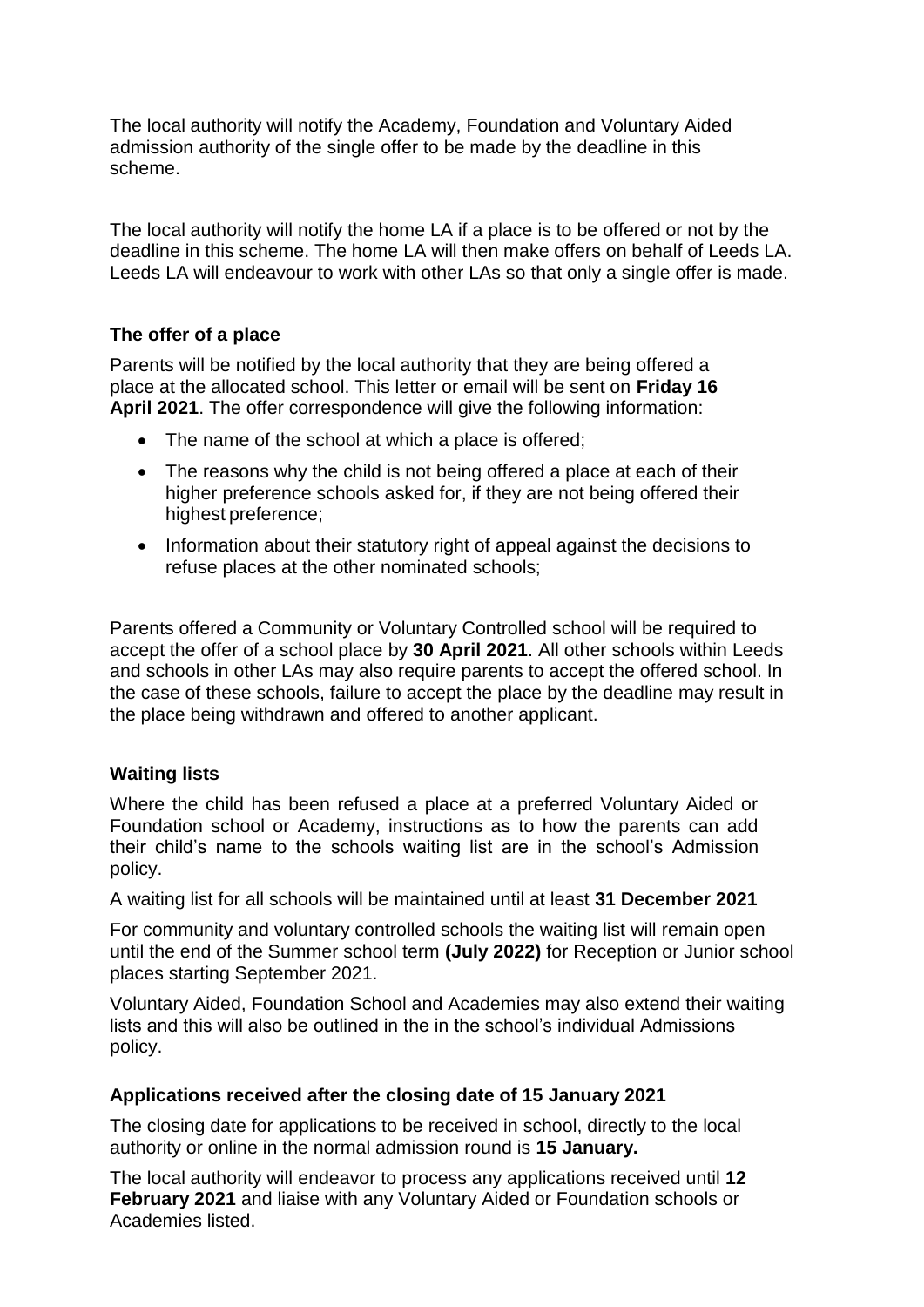The local authority will notify the Academy, Foundation and Voluntary Aided admission authority of the single offer to be made by the deadline in this scheme.

The local authority will notify the home LA if a place is to be offered or not by the deadline in this scheme. The home LA will then make offers on behalf of Leeds LA. Leeds LA will endeavour to work with other LAs so that only a single offer is made.

### The offer of a place

Parents will be notified by the local authority that they are being offered a place at the allocated school. This letter or email will be sent on **Friday 16 April 2021**. The offer correspondence will give the following information:

- The name of the school at which a place is offered;
- The reasons why the child is not being offered a place at each of their higher preference schools asked for, if they are not being offered their highest preference;
- Information about their statutory right of appeal against the decisions to refuse places at the other nominated schools;

Parents offered a Community or Voluntary Controlled school will be required to accept the offer of a school place by **30 April 2021**. All other schools within Leeds and schools in other LAs may also require parents to accept the offered school. In the case of these schools, failure to accept the place by the deadline may result in the place being withdrawn and offered to another applicant.

### Waiting lists

Where the child has been refused a place at a preferred Voluntary Aided or Foundation school or Academy, instructions as to how the parents can add their child's name to the schools waiting list are in the school's Admission policy.

A waiting list for all schools will be maintained until at least **31 December 2021**

For community and voluntary controlled schools the waiting list will remain open until the end of the Summer school term **(July 2022)** for Reception or Junior school places starting September 2021.

Voluntary Aided, Foundation School and Academies may also extend their waiting lists and this will also be outlined in the in the school's individual Admissions policy.

### Applications received after the closing date of 15 January 2021

The closing date for applications to be received in school, directly to the local authority or online in the normal admission round is **15 January.**

The local authority will endeavor to process any applications received until **12 February 2021** and liaise with any Voluntary Aided or Foundation schools or Academies listed.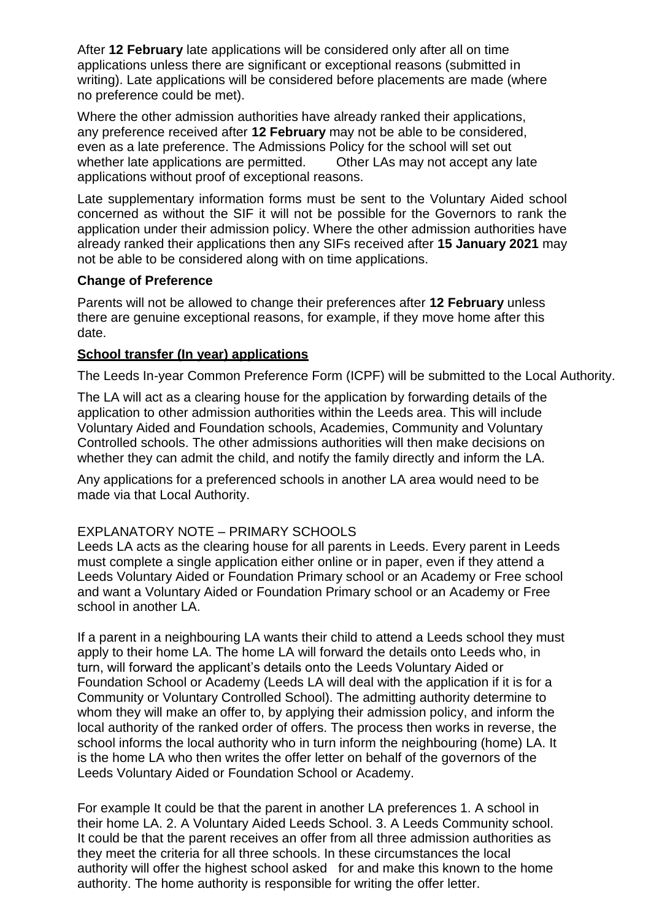After **12 February** late applications will be considered only after all on time applications unless there are significant or exceptional reasons (submitted in writing). Late applications will be considered before placements are made (where no preference could be met).

Where the other admission authorities have already ranked their applications, any preference received after **12 February** may not be able to be considered, even as a late preference. The Admissions Policy for the school will set out whether late applications are permitted. Other LAs may not accept any late applications without proof of exceptional reasons.

Late supplementary information forms must be sent to the Voluntary Aided school concerned as without the SIF it will not be possible for the Governors to rank the application under their admission policy. Where the other admission authorities have already ranked their applications then any SIFs received after **15 January 2021** may not be able to be considered along with on time applications.

### Change of Preference

Parents will not be allowed to change their preferences after **12 February** unless there are genuine exceptional reasons, for example, if they move home after this date.

### School transfer (In year) applications

The Leeds In-year Common Preference Form (ICPF) will be submitted to the Local Authority.

The LA will act as a clearing house for the application by forwarding details of the application to other admission authorities within the Leeds area. This will include Voluntary Aided and Foundation schools, Academies, Community and Voluntary Controlled schools. The other admissions authorities will then make decisions on whether they can admit the child, and notify the family directly and inform the LA.

Any applications for a preferenced schools in another LA area would need to be made via that Local Authority.

EXPLANATORY NOTE – PRIMARY SCHOOLS

Leeds LA acts as the clearing house for all parents in Leeds. Every parent in Leeds must complete a single application either online or in paper, even if they attend a Leeds Voluntary Aided or Foundation Primary school or an Academy or Free school and want a Voluntary Aided or Foundation Primary school or an Academy or Free school in another LA.

If a parent in a neighbouring LA wants their child to attend a Leeds school they must apply to their home LA. The home LA will forward the details onto Leeds who, in turn, will forward the applicant's details onto the Leeds Voluntary Aided or Foundation School or Academy (Leeds LA will deal with the application if it is for a Community or Voluntary Controlled School). The admitting authority determine to whom they will make an offer to, by applying their admission policy, and inform the local authority of the ranked order of offers. The process then works in reverse, the school informs the local authority who in turn inform the neighbouring (home) LA. It is the home LA who then writes the offer letter on behalf of the governors of the Leeds Voluntary Aided or Foundation School or Academy.

For example It could be that the parent in another LA preferences 1. A school in their home LA. 2. A Voluntary Aided Leeds School. 3. A Leeds Community school. It could be that the parent receives an offer from all three admission authorities as they meet the criteria for all three schools. In these circumstances the local authority will offer the highest school asked for and make this known to the home authority. The home authority is responsible for writing the offer letter.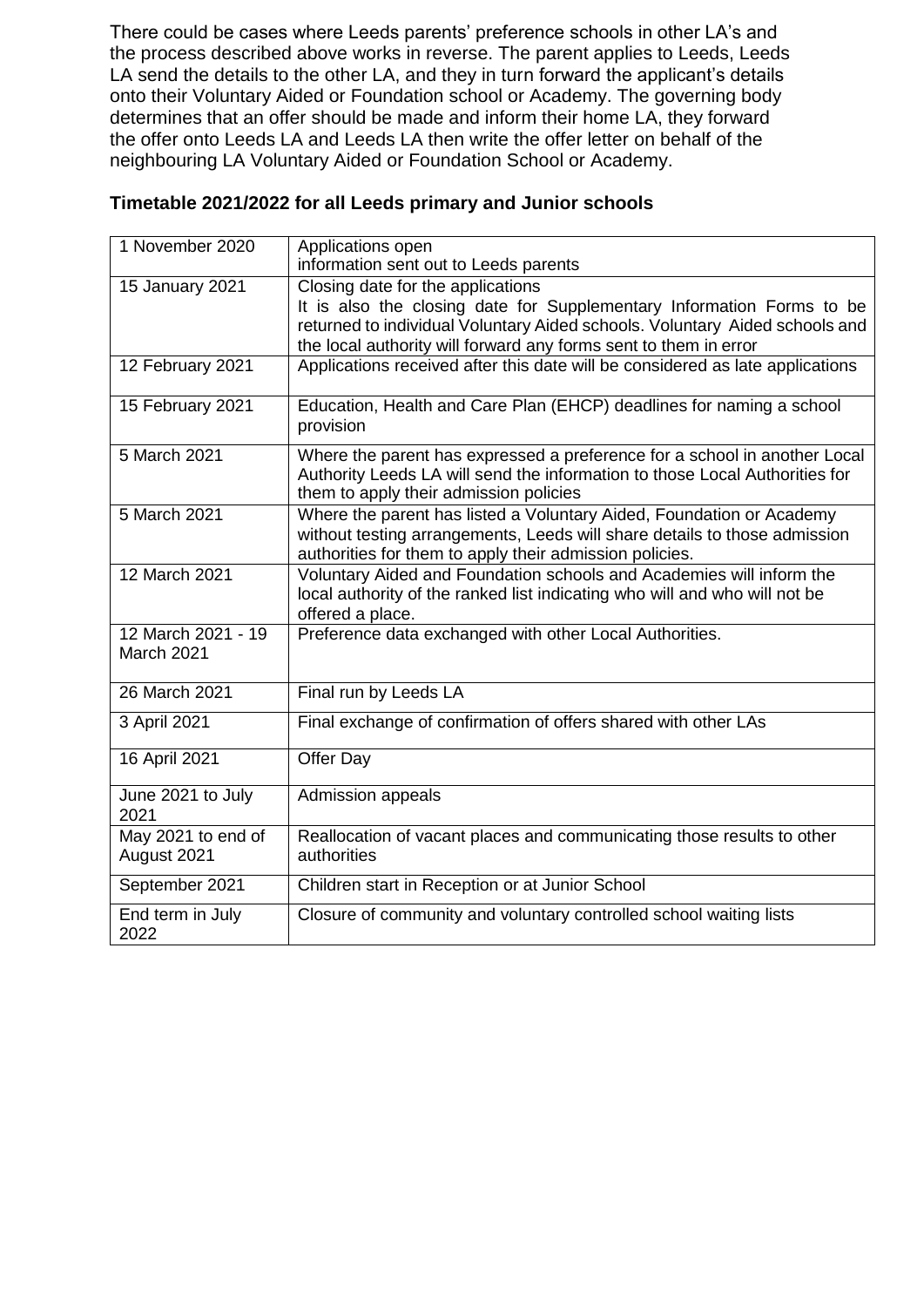There could be cases where Leeds parents' preference schools in other LA's and the process described above works in reverse. The parent applies to Leeds, Leeds LA send the details to the other LA, and they in turn forward the applicant's details onto their Voluntary Aided or Foundation school or Academy. The governing body determines that an offer should be made and inform their home LA, they forward the offer onto Leeds LA and Leeds LA then write the offer letter on behalf of the neighbouring LA Voluntary Aided or Foundation School or Academy.

**Timetable 2021/2022 for all Leeds primary and Junior schools**

| | |
|---|---|
| 1 November 2020 | Applications open<br>information sent out to Leeds parents |
| 15 January 2021 | Closing date for the applications<br>It is also the closing date for Supplementary Information Forms to be returned to individual Voluntary Aided schools. Voluntary Aided schools and the local authority will forward any forms sent to them in error |
| 12 February 2021 | Applications received after this date will be considered as late applications |
| 15 February 2021 | Education, Health and Care Plan (EHCP) deadlines for naming a school provision |
| 5 March 2021 | Where the parent has expressed a preference for a school in another Local Authority Leeds LA will send the information to those Local Authorities for them to apply their admission policies |
| 5 March 2021 | Where the parent has listed a Voluntary Aided, Foundation or Academy without testing arrangements, Leeds will share details to those admission authorities for them to apply their admission policies. |
| 12 March 2021 | Voluntary Aided and Foundation schools and Academies will inform the local authority of the ranked list indicating who will and who will not be offered a place. |
| 12 March 2021 - 19 March 2021 | Preference data exchanged with other Local Authorities. |
| 26 March 2021 | Final run by Leeds LA |
| 3 April 2021 | Final exchange of confirmation of offers shared with other LAs |
| 16 April 2021 | Offer Day |
| June 2021 to July 2021 | Admission appeals |
| May 2021 to end of August 2021 | Reallocation of vacant places and communicating those results to other authorities |
| September 2021 | Children start in Reception or at Junior School |
| End term in July 2022 | Closure of community and voluntary controlled school waiting lists |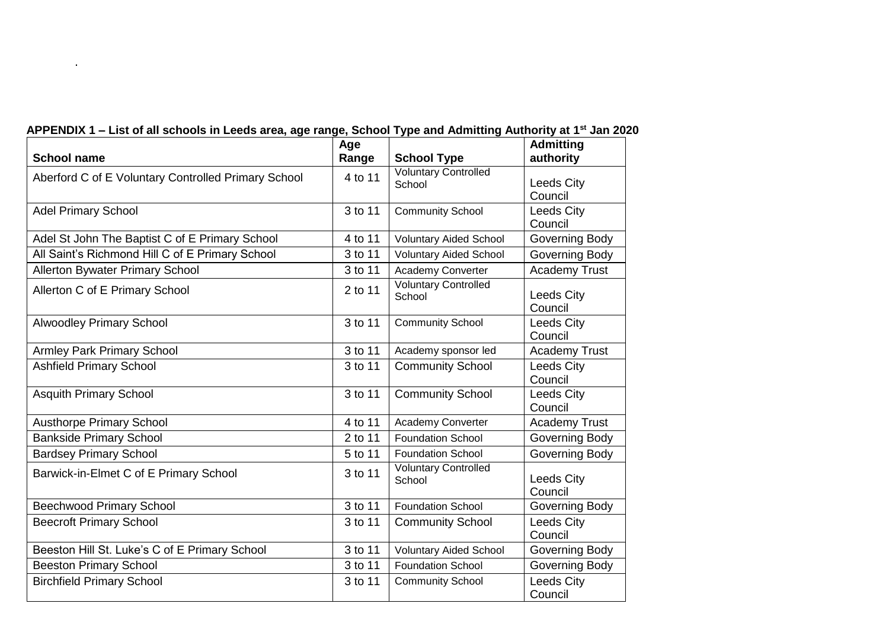.

**APPENDIX 1 – List of all schools in Leeds area, age range, School Type and Admitting Authority at 1st Jan 2020**

| School name | Age Range | School Type | Admitting authority |
|---|---|---|---|
| Aberford C of E Voluntary Controlled Primary School | 4 to 11 | Voluntary Controlled School | Leeds City Council |
| Adel Primary School | 3 to 11 | Community School | Leeds City Council |
| Adel St John The Baptist C of E Primary School | 4 to 11 | Voluntary Aided School | Governing Body |
| All Saint's Richmond Hill C of E Primary School | 3 to 11 | Voluntary Aided School | Governing Body |
| Allerton Bywater Primary School | 3 to 11 | Academy Converter | Academy Trust |
| Allerton C of E Primary School | 2 to 11 | Voluntary Controlled School | Leeds City Council |
| Alwoodley Primary School | 3 to 11 | Community School | Leeds City Council |
| Armley Park Primary School | 3 to 11 | Academy sponsor led | Academy Trust |
| Ashfield Primary School | 3 to 11 | Community School | Leeds City Council |
| Asquith Primary School | 3 to 11 | Community School | Leeds City Council |
| Austhorpe Primary School | 4 to 11 | Academy Converter | Academy Trust |
| Bankside Primary School | 2 to 11 | Foundation School | Governing Body |
| Bardsey Primary School | 5 to 11 | Foundation School | Governing Body |
| Barwick-in-Elmet C of E Primary School | 3 to 11 | Voluntary Controlled School | Leeds City Council |
| Beechwood Primary School | 3 to 11 | Foundation School | Governing Body |
| Beecroft Primary School | 3 to 11 | Community School | Leeds City Council |
| Beeston Hill St. Luke's C of E Primary School | 3 to 11 | Voluntary Aided School | Governing Body |
| Beeston Primary School | 3 to 11 | Foundation School | Governing Body |
| Birchfield Primary School | 3 to 11 | Community School | Leeds City Council |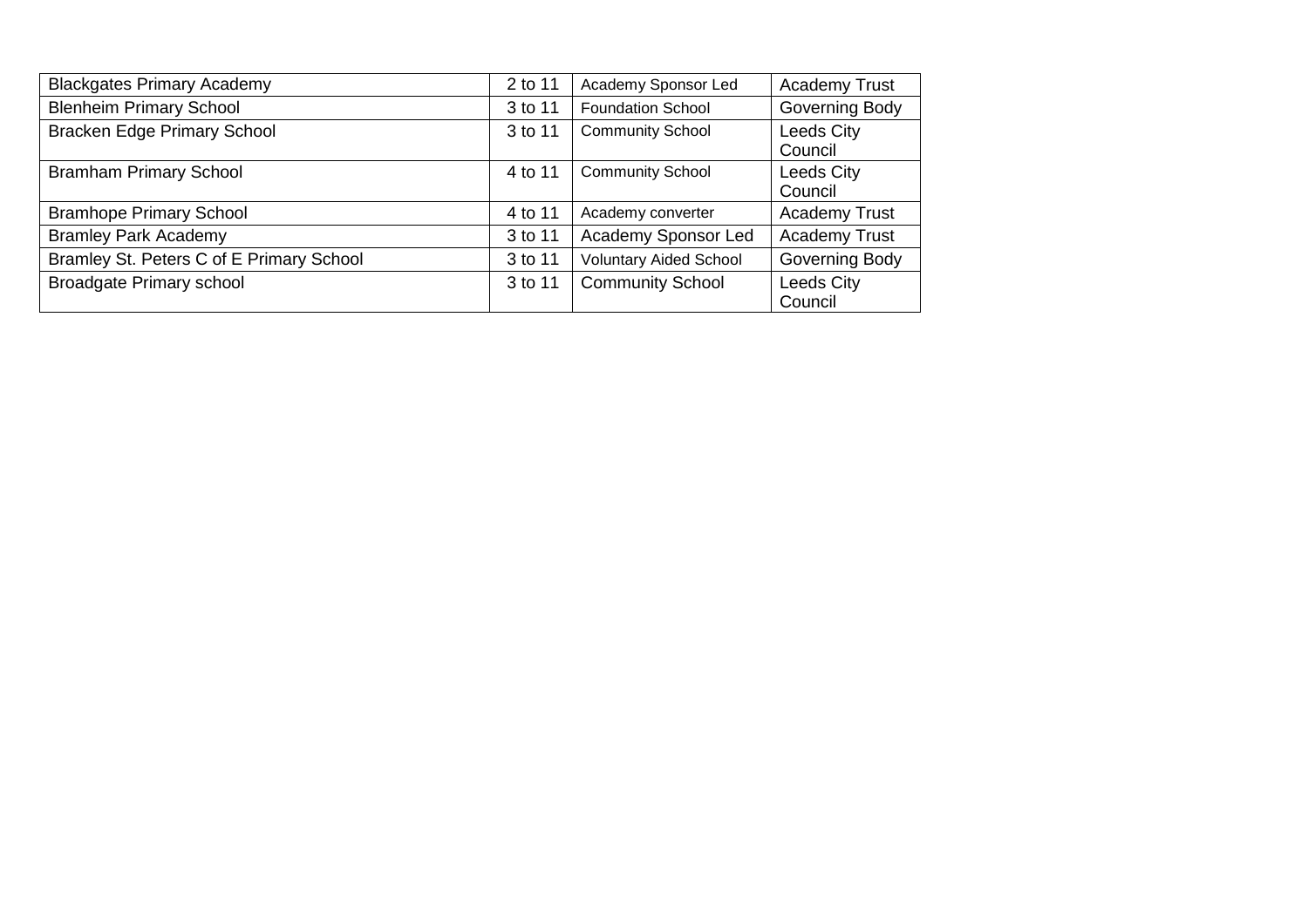| Blackgates Primary Academy | 2 to 11 | Academy Sponsor Led | Academy Trust |
|---|---|---|---|
| Blenheim Primary School | 3 to 11 | Foundation School | Governing Body |
| Bracken Edge Primary School | 3 to 11 | Community School | Leeds City Council |
| Bramham Primary School | 4 to 11 | Community School | Leeds City Council |
| Bramhope Primary School | 4 to 11 | Academy converter | Academy Trust |
| Bramley Park Academy | 3 to 11 | Academy Sponsor Led | Academy Trust |
| Bramley St. Peters C of E Primary School | 3 to 11 | Voluntary Aided School | Governing Body |
| Broadgate Primary school | 3 to 11 | Community School | Leeds City Council |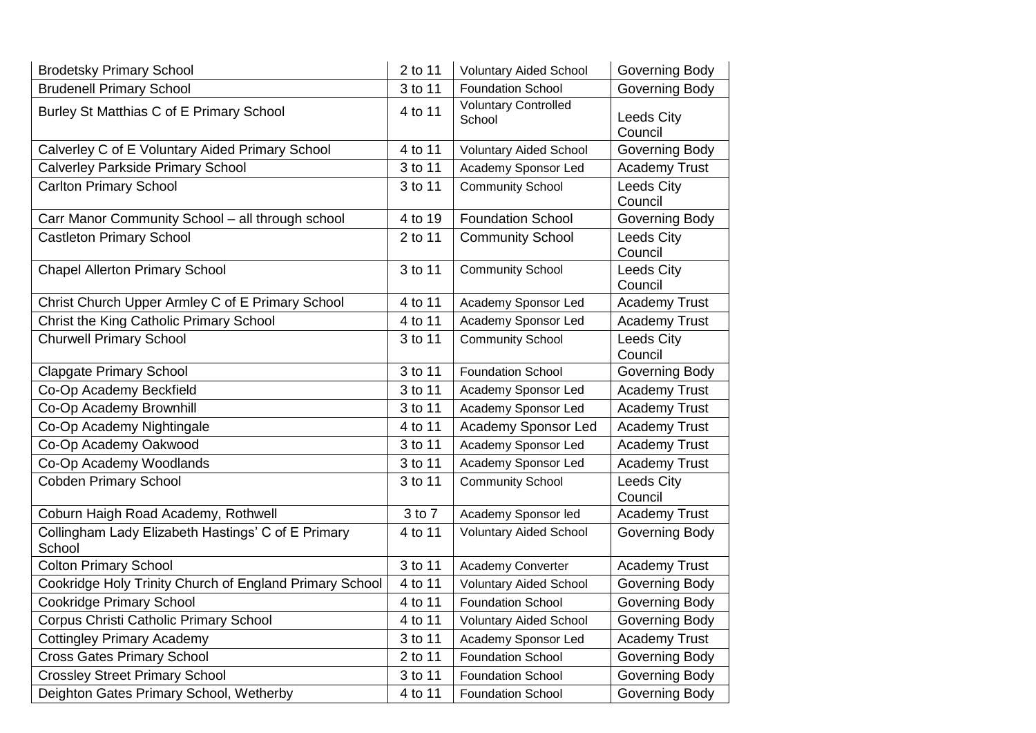| Brodetsky Primary School | 2 to 11 | Voluntary Aided School | Governing Body |
|---|---|---|---|
| Brudenell Primary School | 3 to 11 | Foundation School | Governing Body |
| Burley St Matthias C of E Primary School | 4 to 11 | Voluntary Controlled School | Leeds City Council |
| Calverley C of E Voluntary Aided Primary School | 4 to 11 | Voluntary Aided School | Governing Body |
| Calverley Parkside Primary School | 3 to 11 | Academy Sponsor Led | Academy Trust |
| Carlton Primary School | 3 to 11 | Community School | Leeds City Council |
| Carr Manor Community School – all through school | 4 to 19 | Foundation School | Governing Body |
| Castleton Primary School | 2 to 11 | Community School | Leeds City Council |
| Chapel Allerton Primary School | 3 to 11 | Community School | Leeds City Council |
| Christ Church Upper Armley C of E Primary School | 4 to 11 | Academy Sponsor Led | Academy Trust |
| Christ the King Catholic Primary School | 4 to 11 | Academy Sponsor Led | Academy Trust |
| Churwell Primary School | 3 to 11 | Community School | Leeds City Council |
| Clapgate Primary School | 3 to 11 | Foundation School | Governing Body |
| Co-Op Academy Beckfield | 3 to 11 | Academy Sponsor Led | Academy Trust |
| Co-Op Academy Brownhill | 3 to 11 | Academy Sponsor Led | Academy Trust |
| Co-Op Academy Nightingale | 4 to 11 | Academy Sponsor Led | Academy Trust |
| Co-Op Academy Oakwood | 3 to 11 | Academy Sponsor Led | Academy Trust |
| Co-Op Academy Woodlands | 3 to 11 | Academy Sponsor Led | Academy Trust |
| Cobden Primary School | 3 to 11 | Community School | Leeds City Council |
| Coburn Haigh Road Academy, Rothwell | 3 to 7 | Academy Sponsor led | Academy Trust |
| Collingham Lady Elizabeth Hastings' C of E Primary School | 4 to 11 | Voluntary Aided School | Governing Body |
| Colton Primary School | 3 to 11 | Academy Converter | Academy Trust |
| Cookridge Holy Trinity Church of England Primary School | 4 to 11 | Voluntary Aided School | Governing Body |
| Cookridge Primary School | 4 to 11 | Foundation School | Governing Body |
| Corpus Christi Catholic Primary School | 4 to 11 | Voluntary Aided School | Governing Body |
| Cottingley Primary Academy | 3 to 11 | Academy Sponsor Led | Academy Trust |
| Cross Gates Primary School | 2 to 11 | Foundation School | Governing Body |
| Crossley Street Primary School | 3 to 11 | Foundation School | Governing Body |
| Deighton Gates Primary School, Wetherby | 4 to 11 | Foundation School | Governing Body |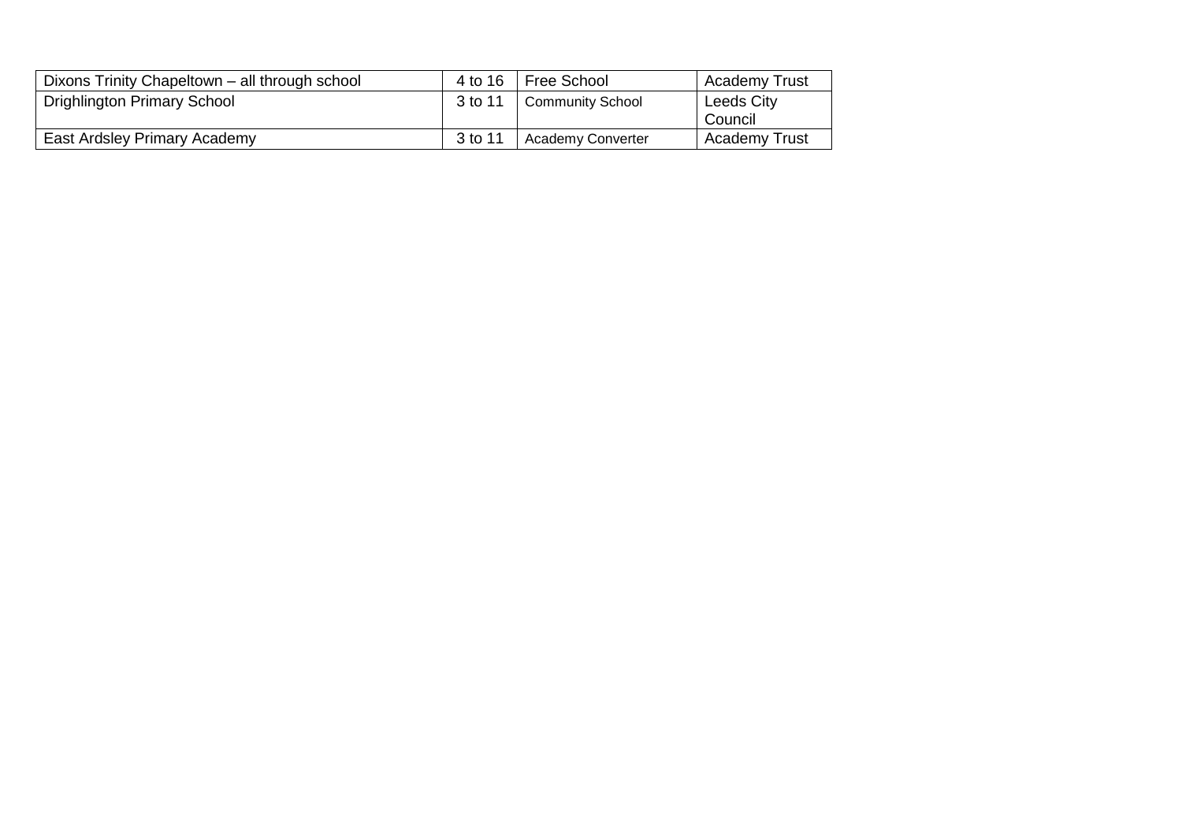| | | | |
|---|---|---|---|
| Dixons Trinity Chapeltown – all through school | 4 to 16 | Free School | Academy Trust |
| Drighlington Primary School | 3 to 11 | Community School | Leeds City Council |
| East Ardsley Primary Academy | 3 to 11 | Academy Converter | Academy Trust |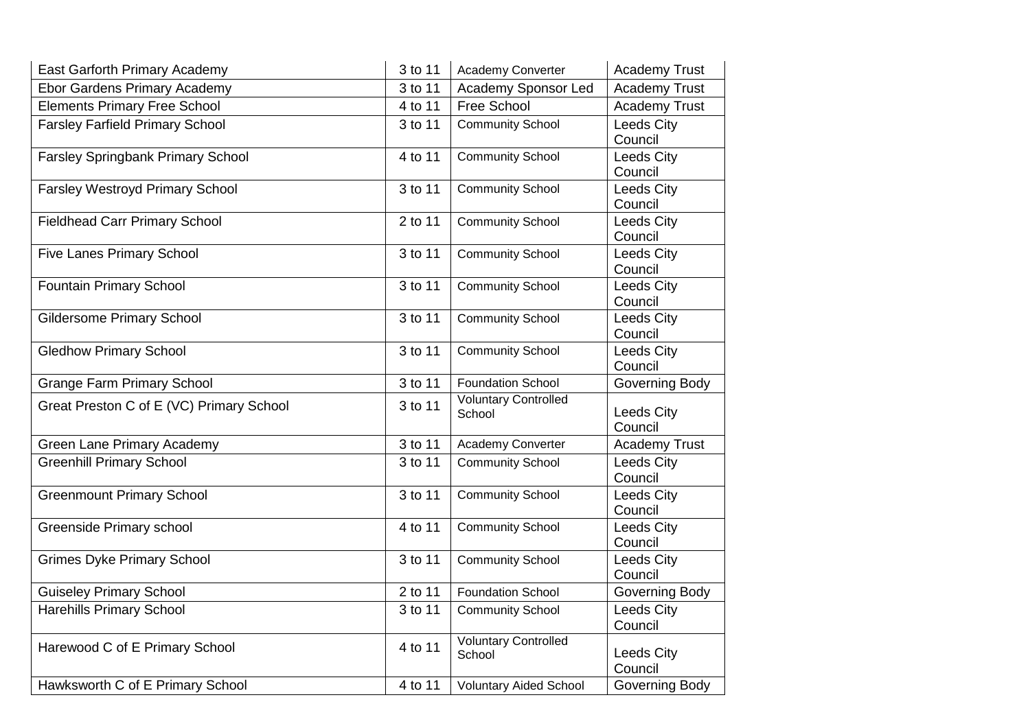| East Garforth Primary Academy | 3 to 11 | Academy Converter | Academy Trust |
|---|---|---|---|
| Ebor Gardens Primary Academy | 3 to 11 | Academy Sponsor Led | Academy Trust |
| Elements Primary Free School | 4 to 11 | Free School | Academy Trust |
| Farsley Farfield Primary School | 3 to 11 | Community School | Leeds City Council |
| Farsley Springbank Primary School | 4 to 11 | Community School | Leeds City Council |
| Farsley Westroyd Primary School | 3 to 11 | Community School | Leeds City Council |
| Fieldhead Carr Primary School | 2 to 11 | Community School | Leeds City Council |
| Five Lanes Primary School | 3 to 11 | Community School | Leeds City Council |
| Fountain Primary School | 3 to 11 | Community School | Leeds City Council |
| Gildersome Primary School | 3 to 11 | Community School | Leeds City Council |
| Gledhow Primary School | 3 to 11 | Community School | Leeds City Council |
| Grange Farm Primary School | 3 to 11 | Foundation School | Governing Body |
| Great Preston C of E (VC) Primary School | 3 to 11 | Voluntary Controlled School | Leeds City Council |
| Green Lane Primary Academy | 3 to 11 | Academy Converter | Academy Trust |
| Greenhill Primary School | 3 to 11 | Community School | Leeds City Council |
| Greenmount Primary School | 3 to 11 | Community School | Leeds City Council |
| Greenside Primary school | 4 to 11 | Community School | Leeds City Council |
| Grimes Dyke Primary School | 3 to 11 | Community School | Leeds City Council |
| Guiseley Primary School | 2 to 11 | Foundation School | Governing Body |
| Harehills Primary School | 3 to 11 | Community School | Leeds City Council |
| Harewood C of E Primary School | 4 to 11 | Voluntary Controlled School | Leeds City Council |
| Hawksworth C of E Primary School | 4 to 11 | Voluntary Aided School | Governing Body |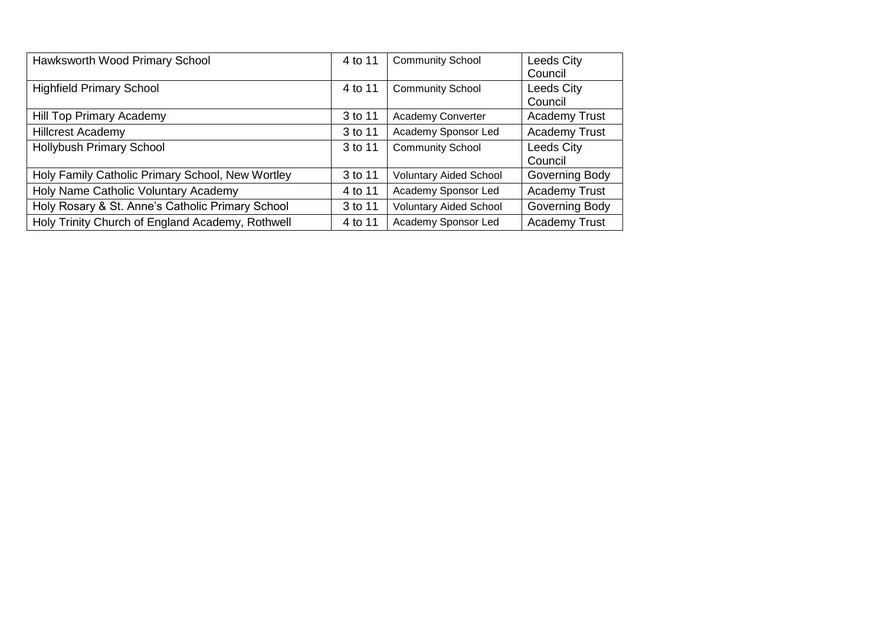| Hawksworth Wood Primary School | 4 to 11 | Community School | Leeds City Council |
|---|---|---|---|
| Highfield Primary School | 4 to 11 | Community School | Leeds City Council |
| Hill Top Primary Academy | 3 to 11 | Academy Converter | Academy Trust |
| Hillcrest Academy | 3 to 11 | Academy Sponsor Led | Academy Trust |
| Hollybush Primary School | 3 to 11 | Community School | Leeds City Council |
| Holy Family Catholic Primary School, New Wortley | 3 to 11 | Voluntary Aided School | Governing Body |
| Holy Name Catholic Voluntary Academy | 4 to 11 | Academy Sponsor Led | Academy Trust |
| Holy Rosary & St. Anne's Catholic Primary School | 3 to 11 | Voluntary Aided School | Governing Body |
| Holy Trinity Church of England Academy, Rothwell | 4 to 11 | Academy Sponsor Led | Academy Trust |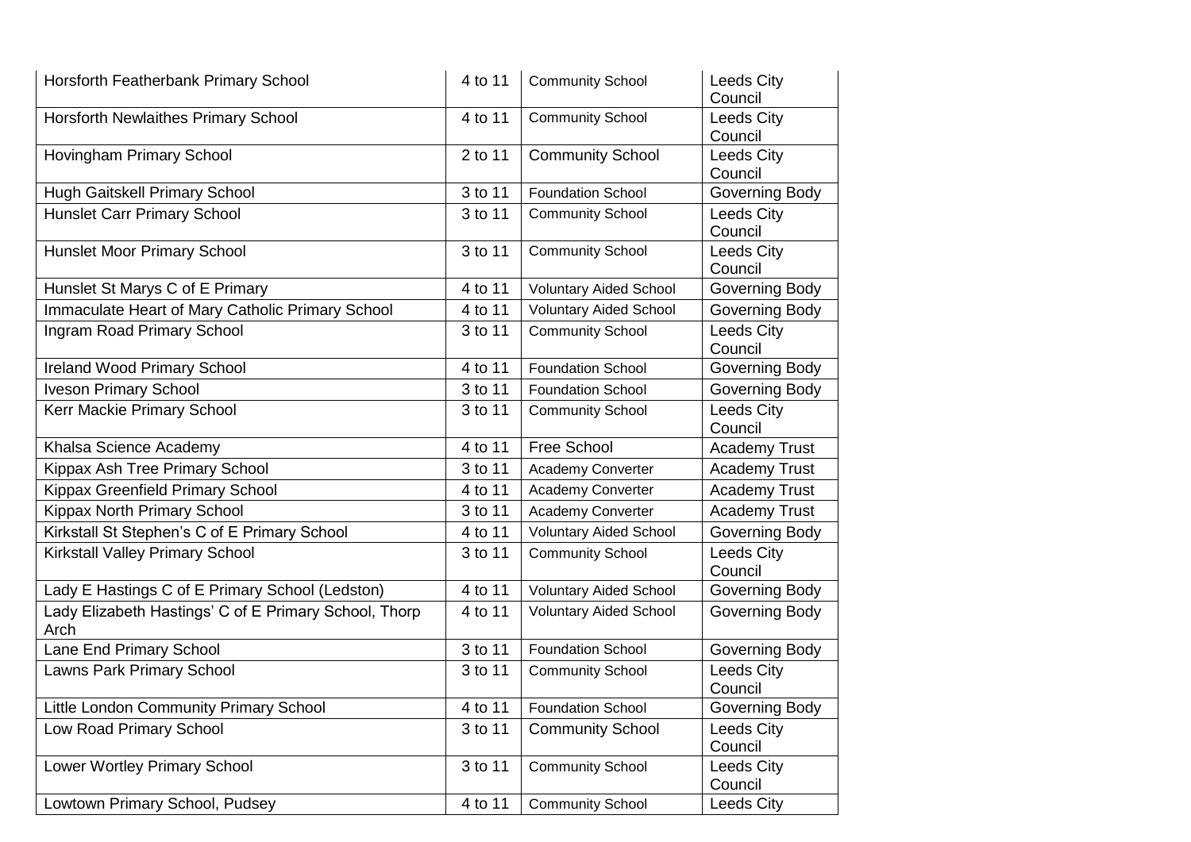| | | | |
|---|---|---|---|
| Horsforth Featherbank Primary School | 4 to 11 | Community School | Leeds City Council |
| Horsforth Newlaithes Primary School | 4 to 11 | Community School | Leeds City Council |
| Hovingham Primary School | 2 to 11 | Community School | Leeds City Council |
| Hugh Gaitskell Primary School | 3 to 11 | Foundation School | Governing Body |
| Hunslet Carr Primary School | 3 to 11 | Community School | Leeds City Council |
| Hunslet Moor Primary School | 3 to 11 | Community School | Leeds City Council |
| Hunslet St Marys C of E Primary | 4 to 11 | Voluntary Aided School | Governing Body |
| Immaculate Heart of Mary Catholic Primary School | 4 to 11 | Voluntary Aided School | Governing Body |
| Ingram Road Primary School | 3 to 11 | Community School | Leeds City Council |
| Ireland Wood Primary School | 4 to 11 | Foundation School | Governing Body |
| Iveson Primary School | 3 to 11 | Foundation School | Governing Body |
| Kerr Mackie Primary School | 3 to 11 | Community School | Leeds City Council |
| Khalsa Science Academy | 4 to 11 | Free School | Academy Trust |
| Kippax Ash Tree Primary School | 3 to 11 | Academy Converter | Academy Trust |
| Kippax Greenfield Primary School | 4 to 11 | Academy Converter | Academy Trust |
| Kippax North Primary School | 3 to 11 | Academy Converter | Academy Trust |
| Kirkstall St Stephen's C of E Primary School | 4 to 11 | Voluntary Aided School | Governing Body |
| Kirkstall Valley Primary School | 3 to 11 | Community School | Leeds City Council |
| Lady E Hastings C of E Primary School (Ledston) | 4 to 11 | Voluntary Aided School | Governing Body |
| Lady Elizabeth Hastings' C of E Primary School, Thorp Arch | 4 to 11 | Voluntary Aided School | Governing Body |
| Lane End Primary School | 3 to 11 | Foundation School | Governing Body |
| Lawns Park Primary School | 3 to 11 | Community School | Leeds City Council |
| Little London Community Primary School | 4 to 11 | Foundation School | Governing Body |
| Low Road Primary School | 3 to 11 | Community School | Leeds City Council |
| Lower Wortley Primary School | 3 to 11 | Community School | Leeds City Council |
| Lowtown Primary School, Pudsey | 4 to 11 | Community School | Leeds City |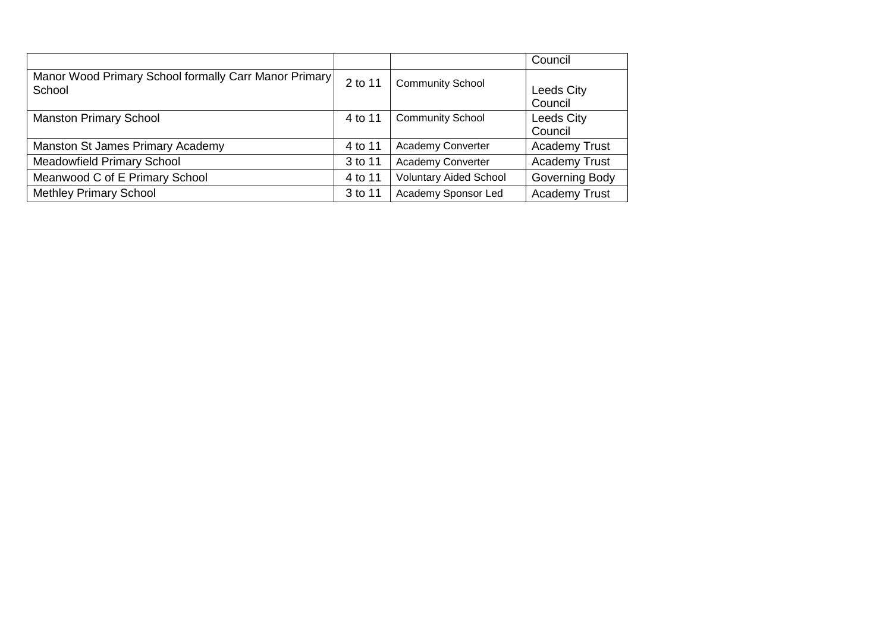| | | | |
|---|---|---|---|
| | | | Council |
| Manor Wood Primary School formally Carr Manor Primary School | 2 to 11 | Community School | Leeds City Council |
| Manston Primary School | 4 to 11 | Community School | Leeds City Council |
| Manston St James Primary Academy | 4 to 11 | Academy Converter | Academy Trust |
| Meadowfield Primary School | 3 to 11 | Academy Converter | Academy Trust |
| Meanwood C of E Primary School | 4 to 11 | Voluntary Aided School | Governing Body |
| Methley Primary School | 3 to 11 | Academy Sponsor Led | Academy Trust |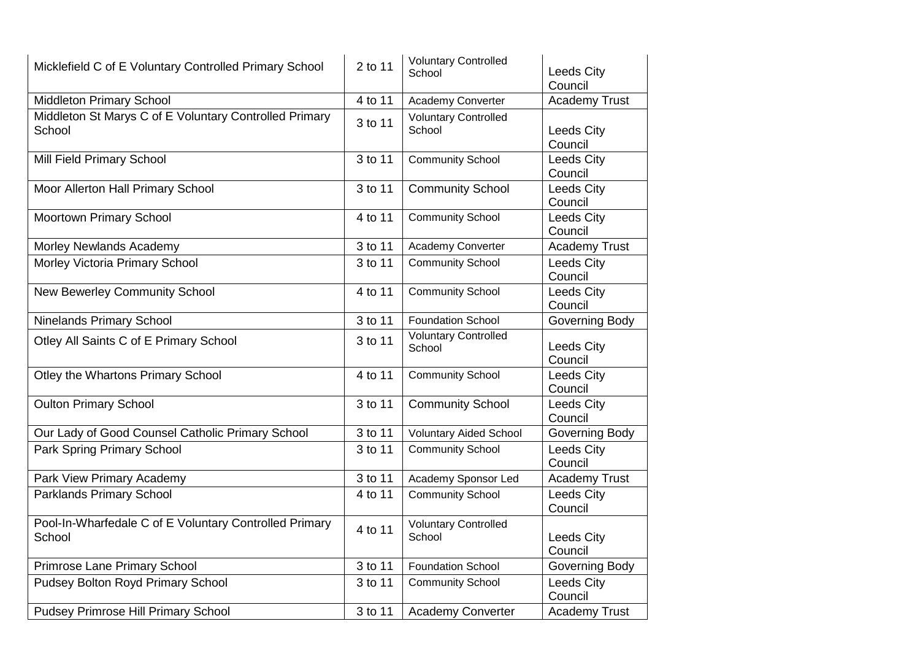| | | | |
|---|---|---|---|
| Micklefield C of E Voluntary Controlled Primary School | 2 to 11 | Voluntary Controlled School | Leeds City Council |
| Middleton Primary School | 4 to 11 | Academy Converter | Academy Trust |
| Middleton St Marys C of E Voluntary Controlled Primary School | 3 to 11 | Voluntary Controlled School | Leeds City Council |
| Mill Field Primary School | 3 to 11 | Community School | Leeds City Council |
| Moor Allerton Hall Primary School | 3 to 11 | Community School | Leeds City Council |
| Moortown Primary School | 4 to 11 | Community School | Leeds City Council |
| Morley Newlands Academy | 3 to 11 | Academy Converter | Academy Trust |
| Morley Victoria Primary School | 3 to 11 | Community School | Leeds City Council |
| New Bewerley Community School | 4 to 11 | Community School | Leeds City Council |
| Ninelands Primary School | 3 to 11 | Foundation School | Governing Body |
| Otley All Saints C of E Primary School | 3 to 11 | Voluntary Controlled School | Leeds City Council |
| Otley the Whartons Primary School | 4 to 11 | Community School | Leeds City Council |
| Oulton Primary School | 3 to 11 | Community School | Leeds City Council |
| Our Lady of Good Counsel Catholic Primary School | 3 to 11 | Voluntary Aided School | Governing Body |
| Park Spring Primary School | 3 to 11 | Community School | Leeds City Council |
| Park View Primary Academy | 3 to 11 | Academy Sponsor Led | Academy Trust |
| Parklands Primary School | 4 to 11 | Community School | Leeds City Council |
| Pool-In-Wharfedale C of E Voluntary Controlled Primary School | 4 to 11 | Voluntary Controlled School | Leeds City Council |
| Primrose Lane Primary School | 3 to 11 | Foundation School | Governing Body |
| Pudsey Bolton Royd Primary School | 3 to 11 | Community School | Leeds City Council |
| Pudsey Primrose Hill Primary School | 3 to 11 | Academy Converter | Academy Trust |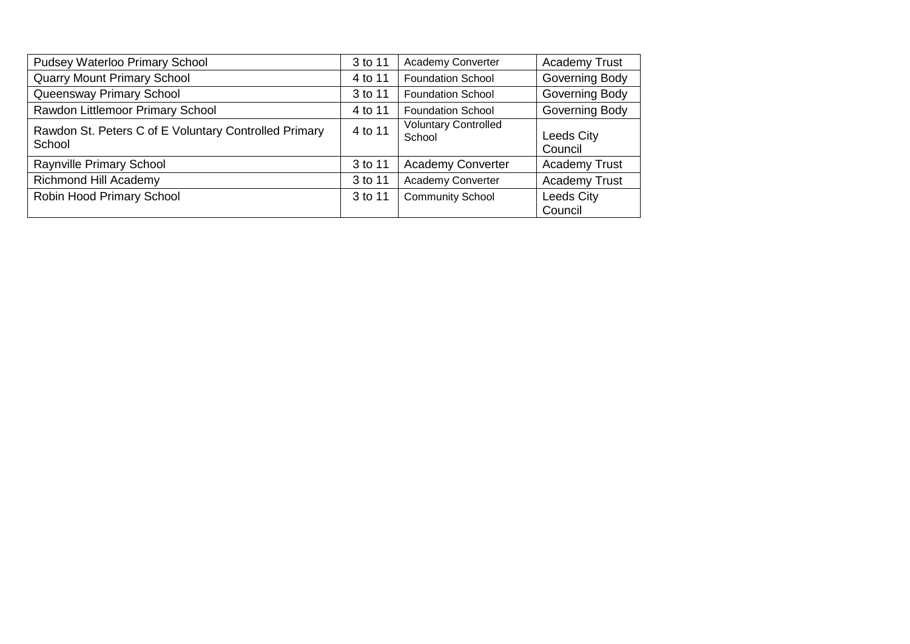| Pudsey Waterloo Primary School | 3 to 11 | Academy Converter | Academy Trust |
|---|---|---|---|
| Quarry Mount Primary School | 4 to 11 | Foundation School | Governing Body |
| Queensway Primary School | 3 to 11 | Foundation School | Governing Body |
| Rawdon Littlemoor Primary School | 4 to 11 | Foundation School | Governing Body |
| Rawdon St. Peters C of E Voluntary Controlled Primary School | 4 to 11 | Voluntary Controlled School | Leeds City Council |
| Raynville Primary School | 3 to 11 | Academy Converter | Academy Trust |
| Richmond Hill Academy | 3 to 11 | Academy Converter | Academy Trust |
| Robin Hood Primary School | 3 to 11 | Community School | Leeds City Council |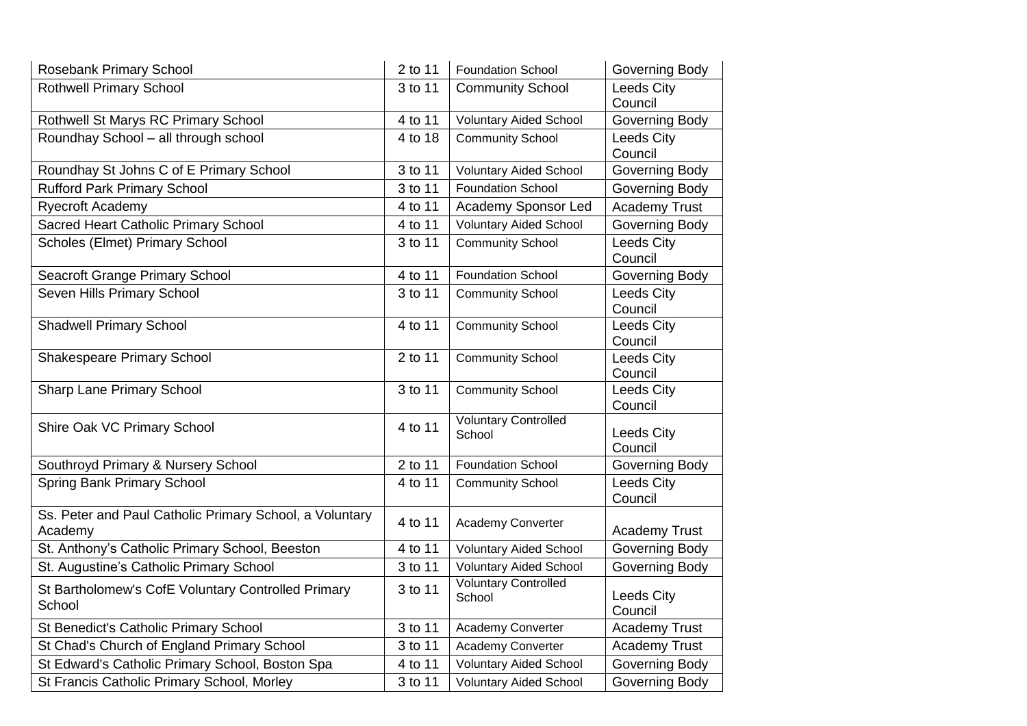| Rosebank Primary School | 2 to 11 | Foundation School | Governing Body |
|---|---|---|---|
| Rothwell Primary School | 3 to 11 | Community School | Leeds City Council |
| Rothwell St Marys RC Primary School | 4 to 11 | Voluntary Aided School | Governing Body |
| Roundhay School – all through school | 4 to 18 | Community School | Leeds City Council |
| Roundhay St Johns C of E Primary School | 3 to 11 | Voluntary Aided School | Governing Body |
| Rufford Park Primary School | 3 to 11 | Foundation School | Governing Body |
| Ryecroft Academy | 4 to 11 | Academy Sponsor Led | Academy Trust |
| Sacred Heart Catholic Primary School | 4 to 11 | Voluntary Aided School | Governing Body |
| Scholes (Elmet) Primary School | 3 to 11 | Community School | Leeds City Council |
| Seacroft Grange Primary School | 4 to 11 | Foundation School | Governing Body |
| Seven Hills Primary School | 3 to 11 | Community School | Leeds City Council |
| Shadwell Primary School | 4 to 11 | Community School | Leeds City Council |
| Shakespeare Primary School | 2 to 11 | Community School | Leeds City Council |
| Sharp Lane Primary School | 3 to 11 | Community School | Leeds City Council |
| Shire Oak VC Primary School | 4 to 11 | Voluntary Controlled School | Leeds City Council |
| Southroyd Primary & Nursery School | 2 to 11 | Foundation School | Governing Body |
| Spring Bank Primary School | 4 to 11 | Community School | Leeds City Council |
| Ss. Peter and Paul Catholic Primary School, a Voluntary Academy | 4 to 11 | Academy Converter | Academy Trust |
| St. Anthony's Catholic Primary School, Beeston | 4 to 11 | Voluntary Aided School | Governing Body |
| St. Augustine's Catholic Primary School | 3 to 11 | Voluntary Aided School | Governing Body |
| St Bartholomew's CofE Voluntary Controlled Primary School | 3 to 11 | Voluntary Controlled School | Leeds City Council |
| St Benedict's Catholic Primary School | 3 to 11 | Academy Converter | Academy Trust |
| St Chad's Church of England Primary School | 3 to 11 | Academy Converter | Academy Trust |
| St Edward's Catholic Primary School, Boston Spa | 4 to 11 | Voluntary Aided School | Governing Body |
| St Francis Catholic Primary School, Morley | 3 to 11 | Voluntary Aided School | Governing Body |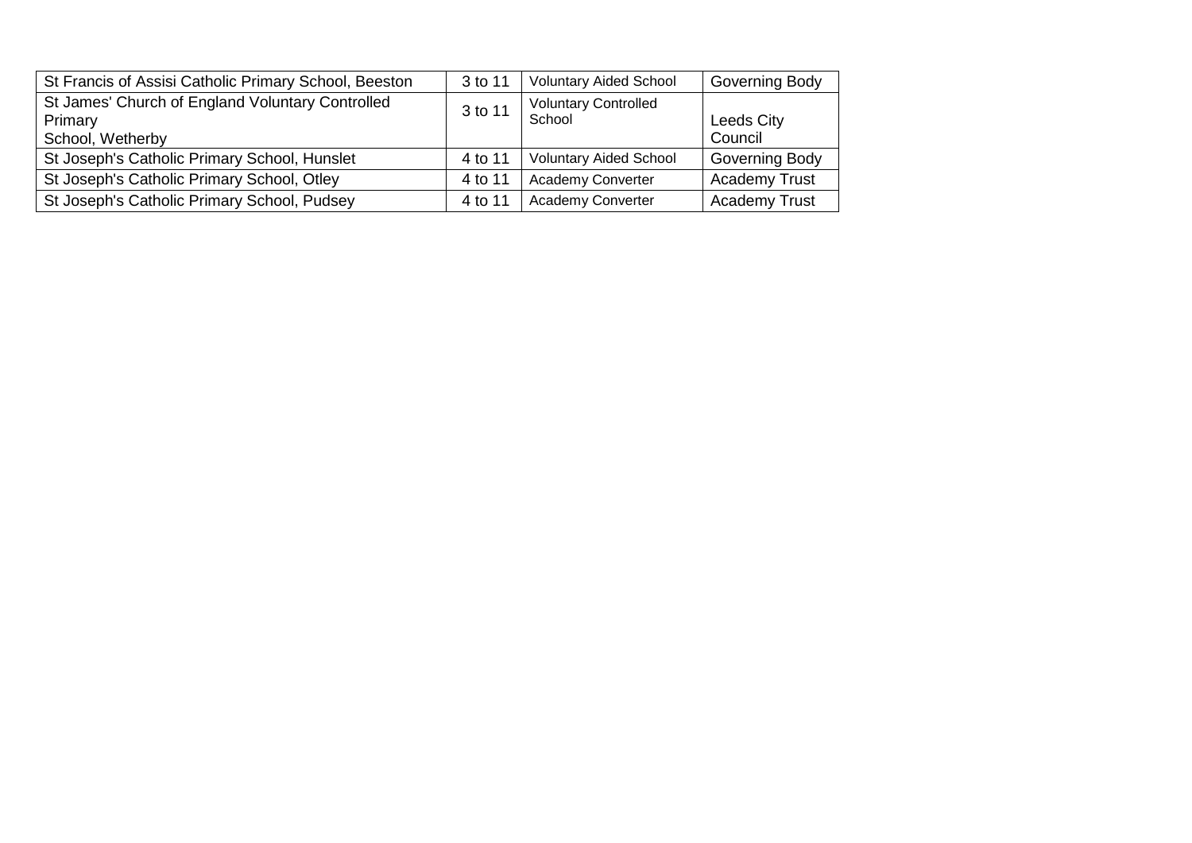| St Francis of Assisi Catholic Primary School, Beeston | 3 to 11 | Voluntary Aided School | Governing Body |
|---|---|---|---|
| St James' Church of England Voluntary Controlled Primary School, Wetherby | 3 to 11 | Voluntary Controlled School | Leeds City Council |
| St Joseph's Catholic Primary School, Hunslet | 4 to 11 | Voluntary Aided School | Governing Body |
| St Joseph's Catholic Primary School, Otley | 4 to 11 | Academy Converter | Academy Trust |
| St Joseph's Catholic Primary School, Pudsey | 4 to 11 | Academy Converter | Academy Trust |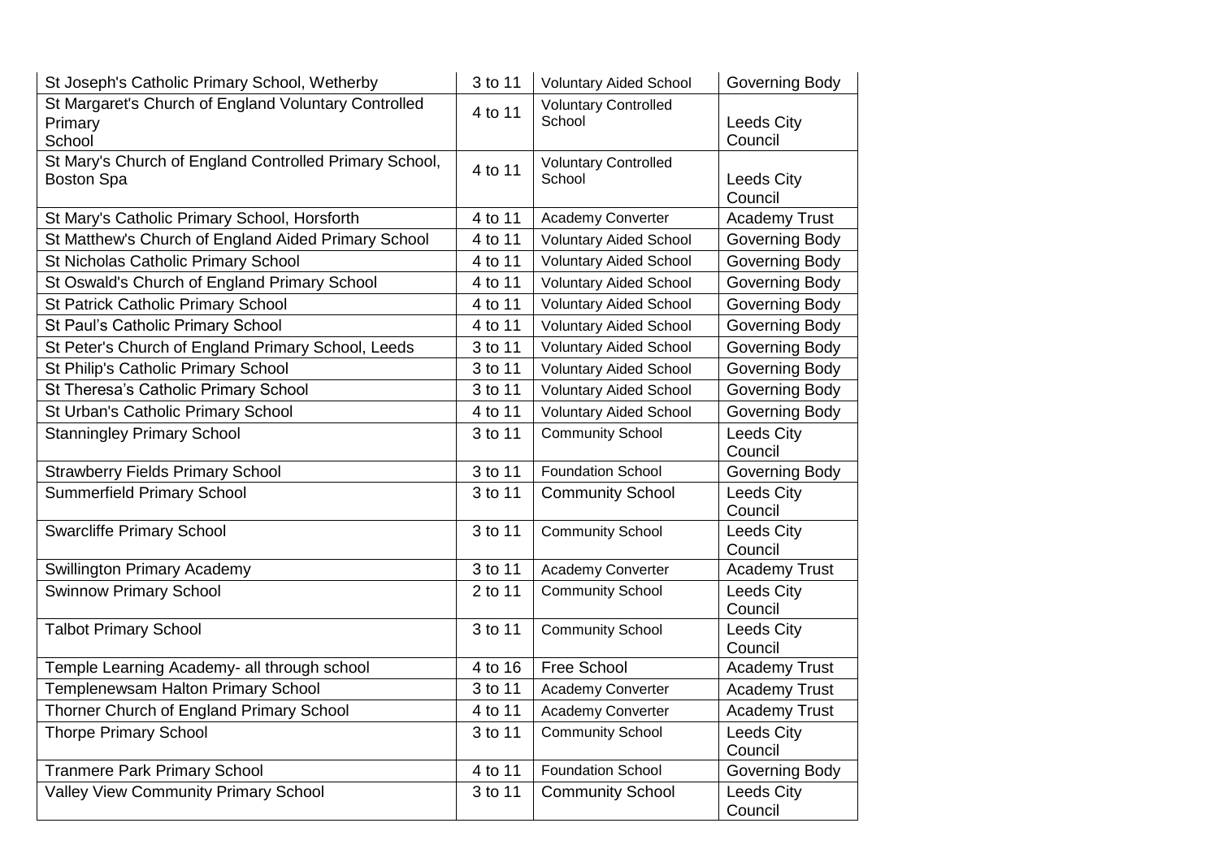| St Joseph's Catholic Primary School, Wetherby | 3 to 11 | Voluntary Aided School | Governing Body |
|---|---|---|---|
| St Margaret's Church of England Voluntary Controlled Primary School | 4 to 11 | Voluntary Controlled School | Leeds City Council |
| St Mary's Church of England Controlled Primary School, Boston Spa | 4 to 11 | Voluntary Controlled School | Leeds City Council |
| St Mary's Catholic Primary School, Horsforth | 4 to 11 | Academy Converter | Academy Trust |
| St Matthew's Church of England Aided Primary School | 4 to 11 | Voluntary Aided School | Governing Body |
| St Nicholas Catholic Primary School | 4 to 11 | Voluntary Aided School | Governing Body |
| St Oswald's Church of England Primary School | 4 to 11 | Voluntary Aided School | Governing Body |
| St Patrick Catholic Primary School | 4 to 11 | Voluntary Aided School | Governing Body |
| St Paul's Catholic Primary School | 4 to 11 | Voluntary Aided School | Governing Body |
| St Peter's Church of England Primary School, Leeds | 3 to 11 | Voluntary Aided School | Governing Body |
| St Philip's Catholic Primary School | 3 to 11 | Voluntary Aided School | Governing Body |
| St Theresa's Catholic Primary School | 3 to 11 | Voluntary Aided School | Governing Body |
| St Urban's Catholic Primary School | 4 to 11 | Voluntary Aided School | Governing Body |
| Stanningley Primary School | 3 to 11 | Community School | Leeds City Council |
| Strawberry Fields Primary School | 3 to 11 | Foundation School | Governing Body |
| Summerfield Primary School | 3 to 11 | Community School | Leeds City Council |
| Swarcliffe Primary School | 3 to 11 | Community School | Leeds City Council |
| Swillington Primary Academy | 3 to 11 | Academy Converter | Academy Trust |
| Swinnow Primary School | 2 to 11 | Community School | Leeds City Council |
| Talbot Primary School | 3 to 11 | Community School | Leeds City Council |
| Temple Learning Academy- all through school | 4 to 16 | Free School | Academy Trust |
| Templenewsam Halton Primary School | 3 to 11 | Academy Converter | Academy Trust |
| Thorner Church of England Primary School | 4 to 11 | Academy Converter | Academy Trust |
| Thorpe Primary School | 3 to 11 | Community School | Leeds City Council |
| Tranmere Park Primary School | 4 to 11 | Foundation School | Governing Body |
| Valley View Community Primary School | 3 to 11 | Community School | Leeds City Council |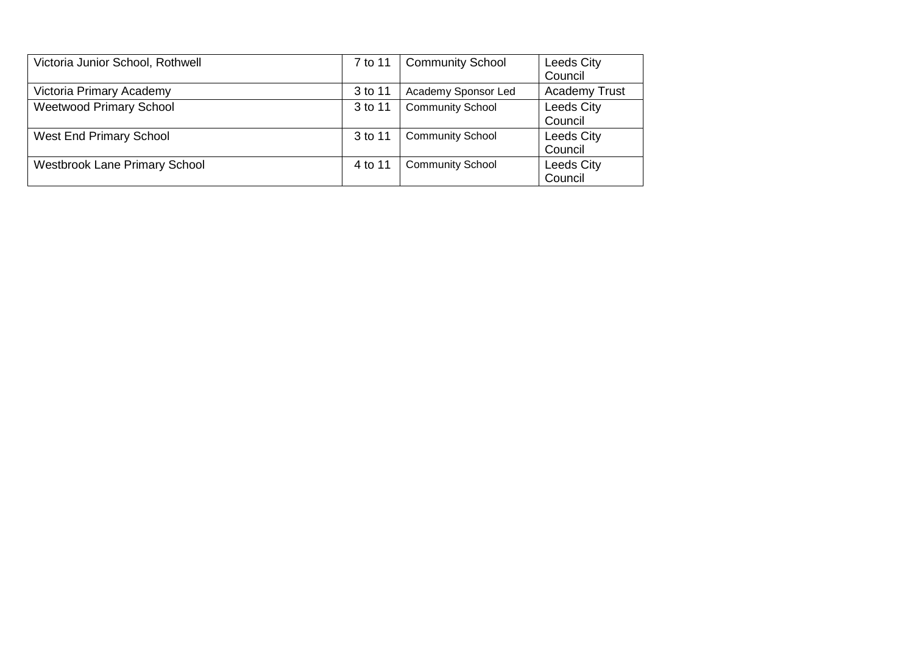| | | | |
|---|---|---|---|
| Victoria Junior School, Rothwell | 7 to 11 | Community School | Leeds City Council |
| Victoria Primary Academy | 3 to 11 | Academy Sponsor Led | Academy Trust |
| Weetwood Primary School | 3 to 11 | Community School | Leeds City Council |
| West End Primary School | 3 to 11 | Community School | Leeds City Council |
| Westbrook Lane Primary School | 4 to 11 | Community School | Leeds City Council |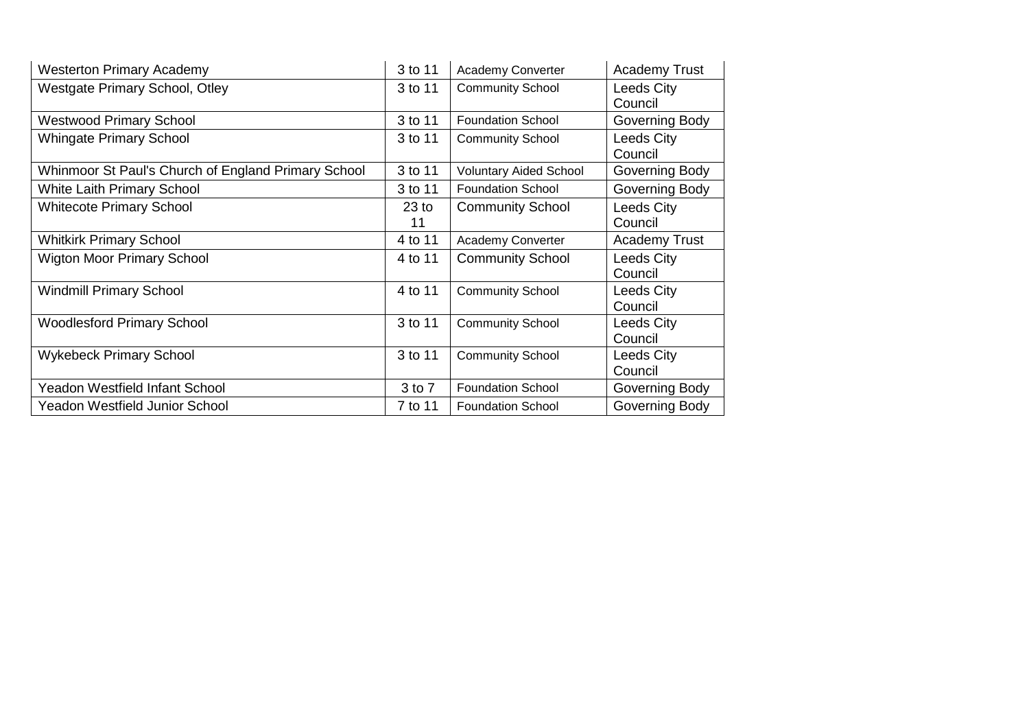| | | | |
|---|---|---|---|
| Westerton Primary Academy | 3 to 11 | Academy Converter | Academy Trust |
| Westgate Primary School, Otley | 3 to 11 | Community School | Leeds City Council |
| Westwood Primary School | 3 to 11 | Foundation School | Governing Body |
| Whingate Primary School | 3 to 11 | Community School | Leeds City Council |
| Whinmoor St Paul's Church of England Primary School | 3 to 11 | Voluntary Aided School | Governing Body |
| White Laith Primary School | 3 to 11 | Foundation School | Governing Body |
| Whitecote Primary School | 23 to 11 | Community School | Leeds City Council |
| Whitkirk Primary School | 4 to 11 | Academy Converter | Academy Trust |
| Wigton Moor Primary School | 4 to 11 | Community School | Leeds City Council |
| Windmill Primary School | 4 to 11 | Community School | Leeds City Council |
| Woodlesford Primary School | 3 to 11 | Community School | Leeds City Council |
| Wykebeck Primary School | 3 to 11 | Community School | Leeds City Council |
| Yeadon Westfield Infant School | 3 to 7 | Foundation School | Governing Body |
| Yeadon Westfield Junior School | 7 to 11 | Foundation School | Governing Body |